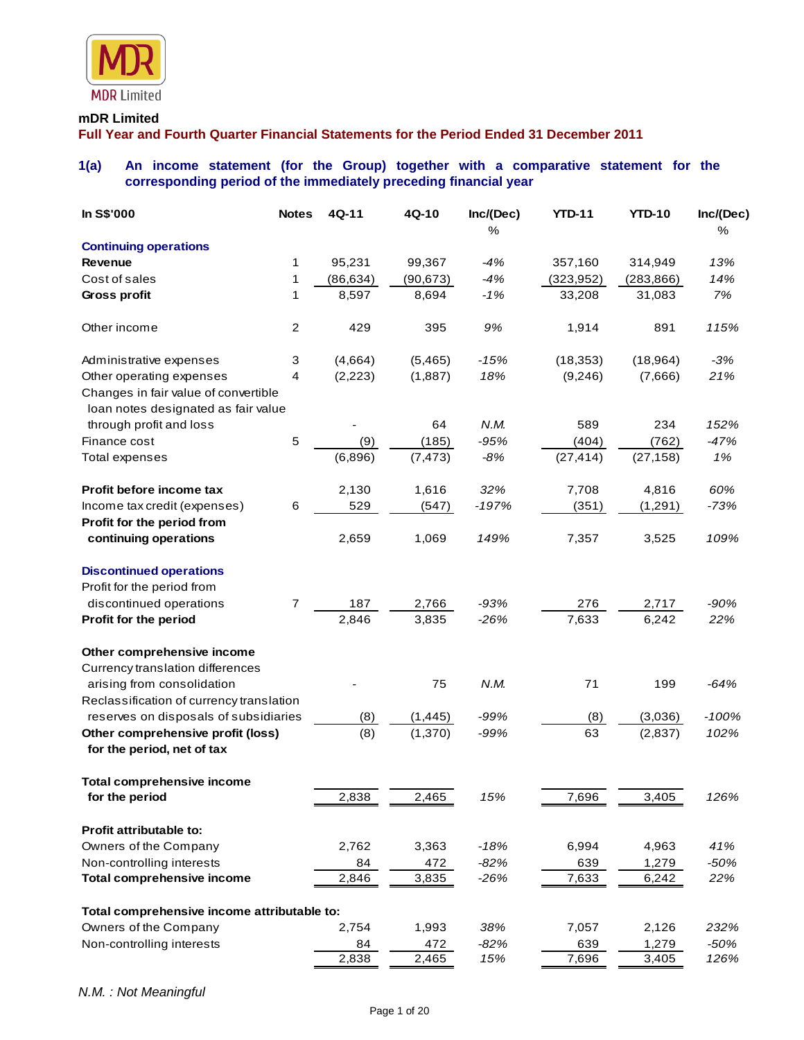MDR Limited

**mDR Limited**

## Full Year and Fourth Quarter Financial Statements for the Period Ended 31 December 2011

### 1(a) An income statement (for the Group) together with a comparative statement for the corresponding period of the immediately preceding financial year

| In S$'000 | Notes | 4Q-11 | 4Q-10 | Inc/(Dec) % | YTD-11 | YTD-10 | Inc/(Dec) % |
|---|---|---|---|---|---|---|---|
| **Continuing operations** | | | | | | | |
| **Revenue** | 1 | 95,231 | 99,367 | -4% | 357,160 | 314,949 | 13% |
| Cost of sales | 1 | (86,634) | (90,673) | -4% | (323,952) | (283,866) | 14% |
| **Gross profit** | 1 | 8,597 | 8,694 | -1% | 33,208 | 31,083 | 7% |
| Other income | 2 | 429 | 395 | 9% | 1,914 | 891 | 115% |
| Administrative expenses | 3 | (4,664) | (5,465) | -15% | (18,353) | (18,964) | -3% |
| Other operating expenses | 4 | (2,223) | (1,887) | 18% | (9,246) | (7,666) | 21% |
| Changes in fair value of convertible loan notes designated as fair value through profit and loss | | - | 64 | N.M. | 589 | 234 | 152% |
| Finance cost | 5 | (9) | (185) | -95% | (404) | (762) | -47% |
| Total expenses | | (6,896) | (7,473) | -8% | (27,414) | (27,158) | 1% |
| **Profit before income tax** | | 2,130 | 1,616 | 32% | 7,708 | 4,816 | 60% |
| Income tax credit (expenses) | 6 | 529 | (547) | -197% | (351) | (1,291) | -73% |
| **Profit for the period from continuing operations** | | 2,659 | 1,069 | 149% | 7,357 | 3,525 | 109% |
| **Discontinued operations** | | | | | | | |
| Profit for the period from discontinued operations | 7 | 187 | 2,766 | -93% | 276 | 2,717 | -90% |
| **Profit for the period** | | 2,846 | 3,835 | -26% | 7,633 | 6,242 | 22% |
| **Other comprehensive income** | | | | | | | |
| Currency translation differences arising from consolidation | | - | 75 | N.M. | 71 | 199 | -64% |
| Reclassification of currency translation reserves on disposals of subsidiaries | | (8) | (1,445) | -99% | (8) | (3,036) | -100% |
| **Other comprehensive profit (loss) for the period, net of tax** | | (8) | (1,370) | -99% | 63 | (2,837) | 102% |
| **Total comprehensive income for the period** | | 2,838 | 2,465 | 15% | 7,696 | 3,405 | 126% |
| **Profit attributable to:** | | | | | | | |
| Owners of the Company | | 2,762 | 3,363 | -18% | 6,994 | 4,963 | 41% |
| Non-controlling interests | | 84 | 472 | -82% | 639 | 1,279 | -50% |
| **Total comprehensive income** | | 2,846 | 3,835 | -26% | 7,633 | 6,242 | 22% |
| **Total comprehensive income attributable to:** | | | | | | | |
| Owners of the Company | | 2,754 | 1,993 | 38% | 7,057 | 2,126 | 232% |
| Non-controlling interests | | 84 | 472 | -82% | 639 | 1,279 | -50% |
| | | 2,838 | 2,465 | 15% | 7,696 | 3,405 | 126% |

*N.M. : Not Meaningful*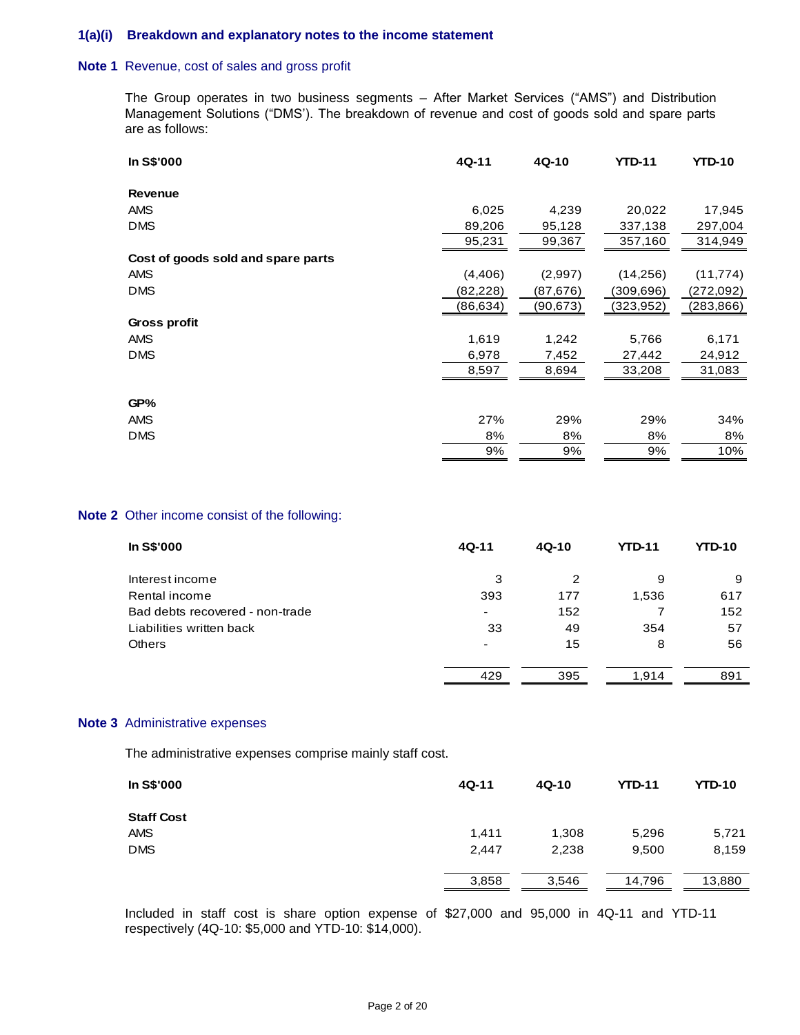## 1(a)(i) Breakdown and explanatory notes to the income statement

### Note 1 Revenue, cost of sales and gross profit

The Group operates in two business segments – After Market Services ("AMS") and Distribution Management Solutions ("DMS'). The breakdown of revenue and cost of goods sold and spare parts are as follows:

| In S$'000 | 4Q-11 | 4Q-10 | YTD-11 | YTD-10 |
|---|---|---|---|---|
| **Revenue** | | | | |
| AMS | 6,025 | 4,239 | 20,022 | 17,945 |
| DMS | 89,206 | 95,128 | 337,138 | 297,004 |
| | 95,231 | 99,367 | 357,160 | 314,949 |
| **Cost of goods sold and spare parts** | | | | |
| AMS | (4,406) | (2,997) | (14,256) | (11,774) |
| DMS | (82,228) | (87,676) | (309,696) | (272,092) |
| | (86,634) | (90,673) | (323,952) | (283,866) |
| **Gross profit** | | | | |
| AMS | 1,619 | 1,242 | 5,766 | 6,171 |
| DMS | 6,978 | 7,452 | 27,442 | 24,912 |
| | 8,597 | 8,694 | 33,208 | 31,083 |
| **GP%** | | | | |
| AMS | 27% | 29% | 29% | 34% |
| DMS | 8% | 8% | 8% | 8% |
| | 9% | 9% | 9% | 10% |

### Note 2 Other income consist of the following:

| In S$'000 | 4Q-11 | 4Q-10 | YTD-11 | YTD-10 |
|---|---|---|---|---|
| Interest income | 3 | 2 | 9 | 9 |
| Rental income | 393 | 177 | 1,536 | 617 |
| Bad debts recovered - non-trade | - | 152 | 7 | 152 |
| Liabilities written back | 33 | 49 | 354 | 57 |
| Others | - | 15 | 8 | 56 |
| | 429 | 395 | 1,914 | 891 |

### Note 3 Administrative expenses

The administrative expenses comprise mainly staff cost.

| In S$'000 | 4Q-11 | 4Q-10 | YTD-11 | YTD-10 |
|---|---|---|---|---|
| **Staff Cost** | | | | |
| AMS | 1,411 | 1,308 | 5,296 | 5,721 |
| DMS | 2,447 | 2,238 | 9,500 | 8,159 |
| | 3,858 | 3,546 | 14,796 | 13,880 |

Included in staff cost is share option expense of $27,000 and 95,000 in 4Q-11 and YTD-11 respectively (4Q-10: $5,000 and YTD-10: $14,000).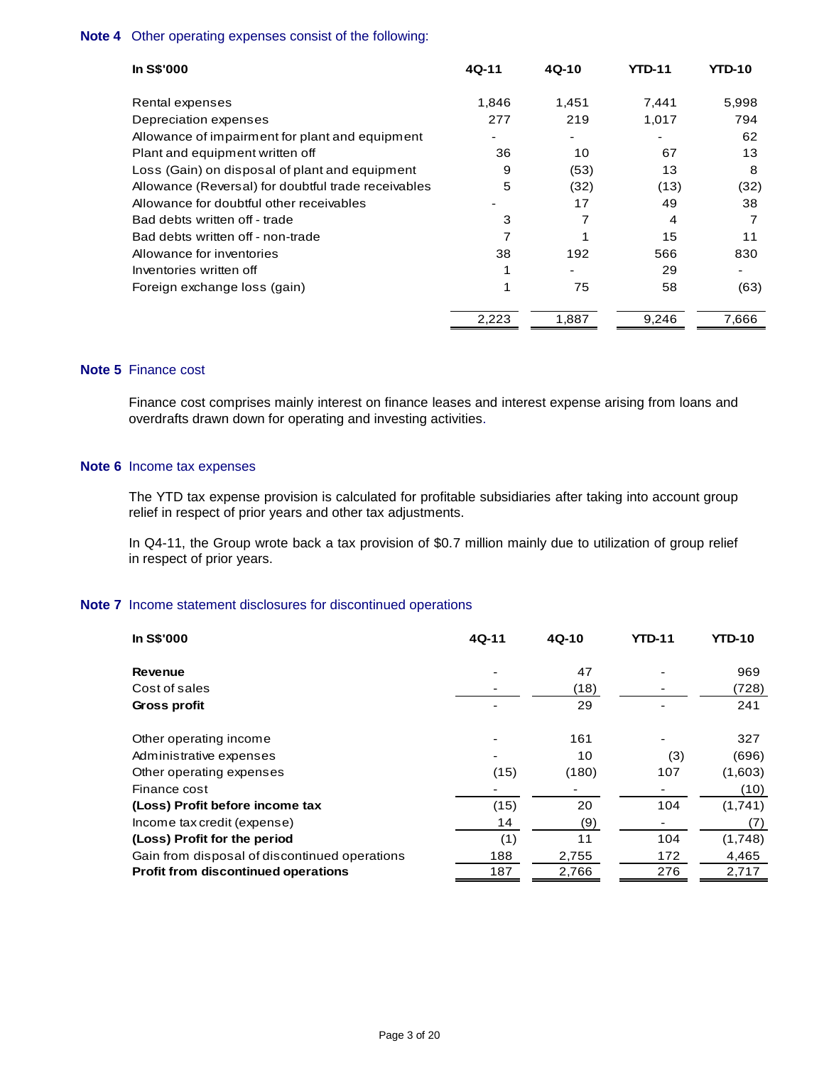**Note 4** Other operating expenses consist of the following:

| In S$'000 | 4Q-11 | 4Q-10 | YTD-11 | YTD-10 |
|---|---|---|---|---|
| Rental expenses | 1,846 | 1,451 | 7,441 | 5,998 |
| Depreciation expenses | 277 | 219 | 1,017 | 794 |
| Allowance of impairment for plant and equipment | - | - | - | 62 |
| Plant and equipment written off | 36 | 10 | 67 | 13 |
| Loss (Gain) on disposal of plant and equipment | 9 | (53) | 13 | 8 |
| Allowance (Reversal) for doubtful trade receivables | 5 | (32) | (13) | (32) |
| Allowance for doubtful other receivables | - | 17 | 49 | 38 |
| Bad debts written off - trade | 3 | 7 | 4 | 7 |
| Bad debts written off - non-trade | 7 | 1 | 15 | 11 |
| Allowance for inventories | 38 | 192 | 566 | 830 |
| Inventories written off | 1 | - | 29 | - |
| Foreign exchange loss (gain) | 1 | 75 | 58 | (63) |
| | 2,223 | 1,887 | 9,246 | 7,666 |

**Note 5** Finance cost

Finance cost comprises mainly interest on finance leases and interest expense arising from loans and overdrafts drawn down for operating and investing activities.

**Note 6** Income tax expenses

The YTD tax expense provision is calculated for profitable subsidiaries after taking into account group relief in respect of prior years and other tax adjustments.

In Q4-11, the Group wrote back a tax provision of $0.7 million mainly due to utilization of group relief in respect of prior years.

**Note 7** Income statement disclosures for discontinued operations

| In S$'000 | 4Q-11 | 4Q-10 | YTD-11 | YTD-10 |
|---|---|---|---|---|
| **Revenue** | - | 47 | - | 969 |
| Cost of sales | - | (18) | - | (728) |
| **Gross profit** | - | 29 | - | 241 |
| | | | | |
| Other operating income | - | 161 | - | 327 |
| Administrative expenses | - | 10 | (3) | (696) |
| Other operating expenses | (15) | (180) | 107 | (1,603) |
| Finance cost | - | - | - | (10) |
| **(Loss) Profit before income tax** | (15) | 20 | 104 | (1,741) |
| Income tax credit (expense) | 14 | (9) | - | (7) |
| **(Loss) Profit for the period** | (1) | 11 | 104 | (1,748) |
| Gain from disposal of discontinued operations | 188 | 2,755 | 172 | 4,465 |
| **Profit from discontinued operations** | 187 | 2,766 | 276 | 2,717 |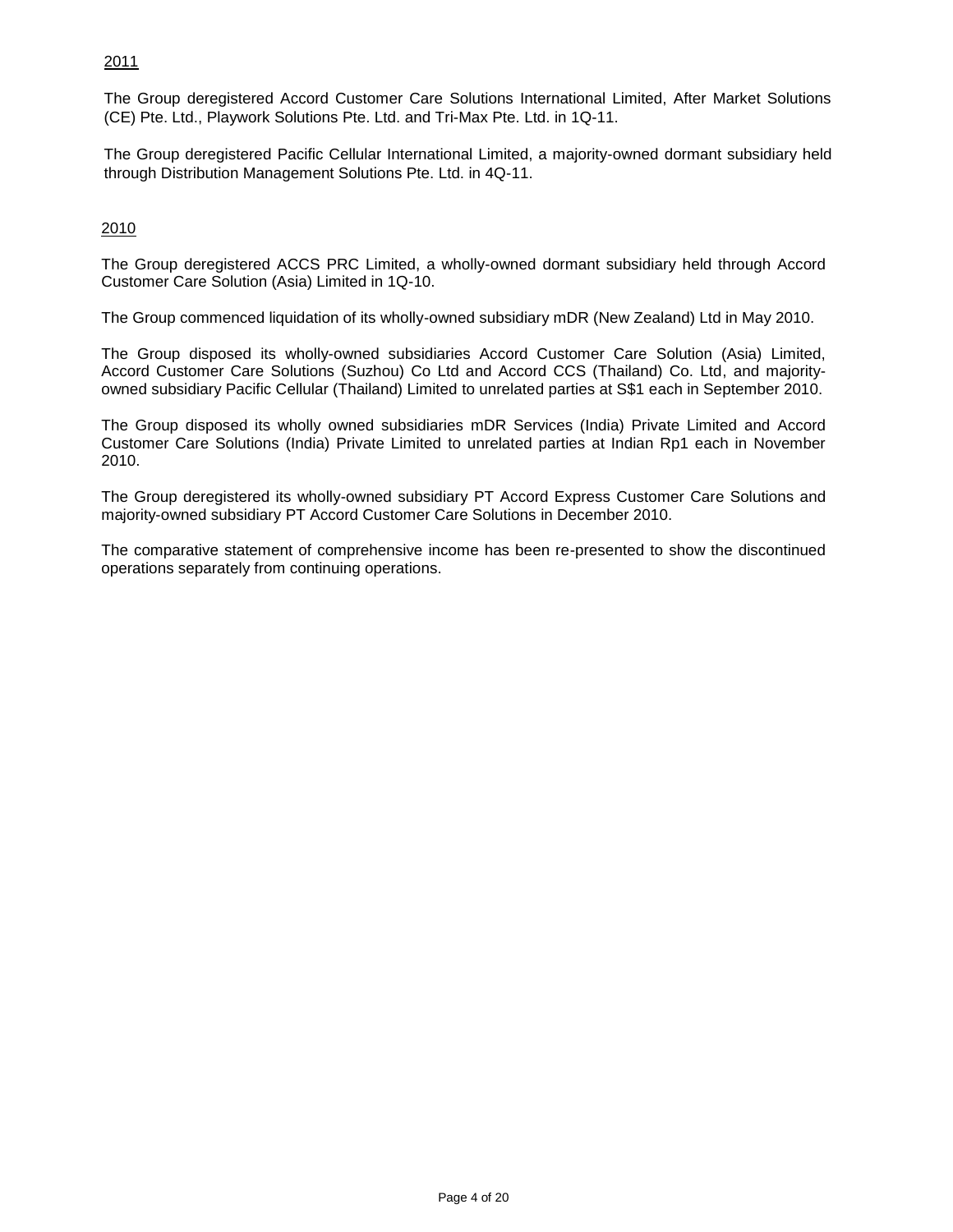<u>2011</u>

The Group deregistered Accord Customer Care Solutions International Limited, After Market Solutions (CE) Pte. Ltd., Playwork Solutions Pte. Ltd. and Tri-Max Pte. Ltd. in 1Q-11.

The Group deregistered Pacific Cellular International Limited, a majority-owned dormant subsidiary held through Distribution Management Solutions Pte. Ltd. in 4Q-11.

<u>2010</u>

The Group deregistered ACCS PRC Limited, a wholly-owned dormant subsidiary held through Accord Customer Care Solution (Asia) Limited in 1Q-10.

The Group commenced liquidation of its wholly-owned subsidiary mDR (New Zealand) Ltd in May 2010.

The Group disposed its wholly-owned subsidiaries Accord Customer Care Solution (Asia) Limited, Accord Customer Care Solutions (Suzhou) Co Ltd and Accord CCS (Thailand) Co. Ltd, and majority-owned subsidiary Pacific Cellular (Thailand) Limited to unrelated parties at S$1 each in September 2010.

The Group disposed its wholly owned subsidiaries mDR Services (India) Private Limited and Accord Customer Care Solutions (India) Private Limited to unrelated parties at Indian Rp1 each in November 2010.

The Group deregistered its wholly-owned subsidiary PT Accord Express Customer Care Solutions and majority-owned subsidiary PT Accord Customer Care Solutions in December 2010.

The comparative statement of comprehensive income has been re-presented to show the discontinued operations separately from continuing operations.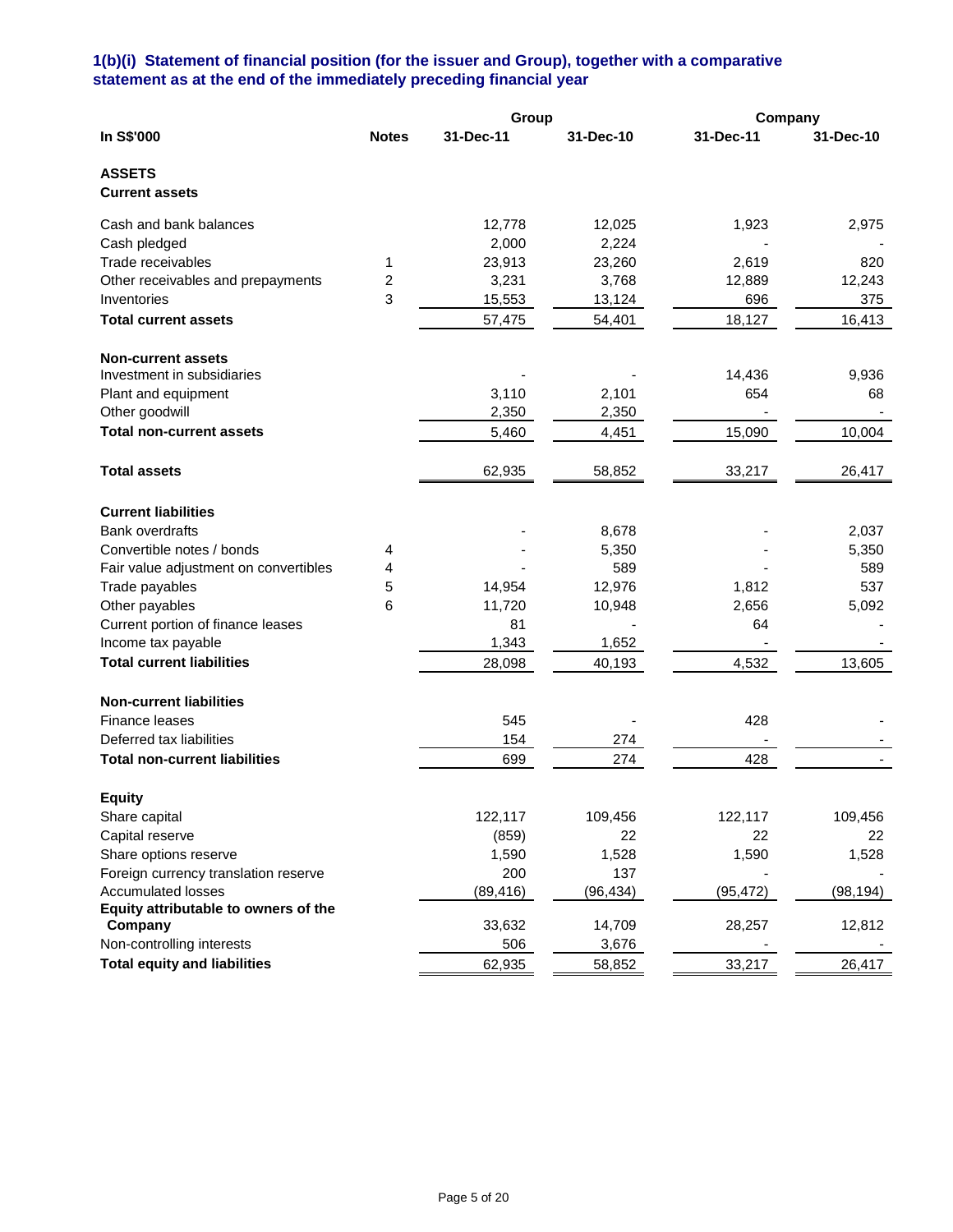### 1(b)(i) Statement of financial position (for the issuer and Group), together with a comparative statement as at the end of the immediately preceding financial year

| In S$'000 | Notes | Group 31-Dec-11 | Group 31-Dec-10 | Company 31-Dec-11 | Company 31-Dec-10 |
|---|---|---|---|---|---|
| **ASSETS** | | | | | |
| **Current assets** | | | | | |
| Cash and bank balances | | 12,778 | 12,025 | 1,923 | 2,975 |
| Cash pledged | | 2,000 | 2,224 | - | - |
| Trade receivables | 1 | 23,913 | 23,260 | 2,619 | 820 |
| Other receivables and prepayments | 2 | 3,231 | 3,768 | 12,889 | 12,243 |
| Inventories | 3 | 15,553 | 13,124 | 696 | 375 |
| **Total current assets** | | 57,475 | 54,401 | 18,127 | 16,413 |
| **Non-current assets** | | | | | |
| Investment in subsidiaries | | - | - | 14,436 | 9,936 |
| Plant and equipment | | 3,110 | 2,101 | 654 | 68 |
| Other goodwill | | 2,350 | 2,350 | - | - |
| **Total non-current assets** | | 5,460 | 4,451 | 15,090 | 10,004 |
| **Total assets** | | 62,935 | 58,852 | 33,217 | 26,417 |
| **Current liabilities** | | | | | |
| Bank overdrafts | | - | 8,678 | - | 2,037 |
| Convertible notes / bonds | 4 | - | 5,350 | - | 5,350 |
| Fair value adjustment on convertibles | 4 | - | 589 | - | 589 |
| Trade payables | 5 | 14,954 | 12,976 | 1,812 | 537 |
| Other payables | 6 | 11,720 | 10,948 | 2,656 | 5,092 |
| Current portion of finance leases | | 81 | - | 64 | - |
| Income tax payable | | 1,343 | 1,652 | - | - |
| **Total current liabilities** | | 28,098 | 40,193 | 4,532 | 13,605 |
| **Non-current liabilities** | | | | | |
| Finance leases | | 545 | - | 428 | - |
| Deferred tax liabilities | | 154 | 274 | - | - |
| **Total non-current liabilities** | | 699 | 274 | 428 | - |
| **Equity** | | | | | |
| Share capital | | 122,117 | 109,456 | 122,117 | 109,456 |
| Capital reserve | | (859) | 22 | 22 | 22 |
| Share options reserve | | 1,590 | 1,528 | 1,590 | 1,528 |
| Foreign currency translation reserve | | 200 | 137 | - | - |
| Accumulated losses | | (89,416) | (96,434) | (95,472) | (98,194) |
| **Equity attributable to owners of the Company** | | 33,632 | 14,709 | 28,257 | 12,812 |
| Non-controlling interests | | 506 | 3,676 | - | - |
| **Total equity and liabilities** | | 62,935 | 58,852 | 33,217 | 26,417 |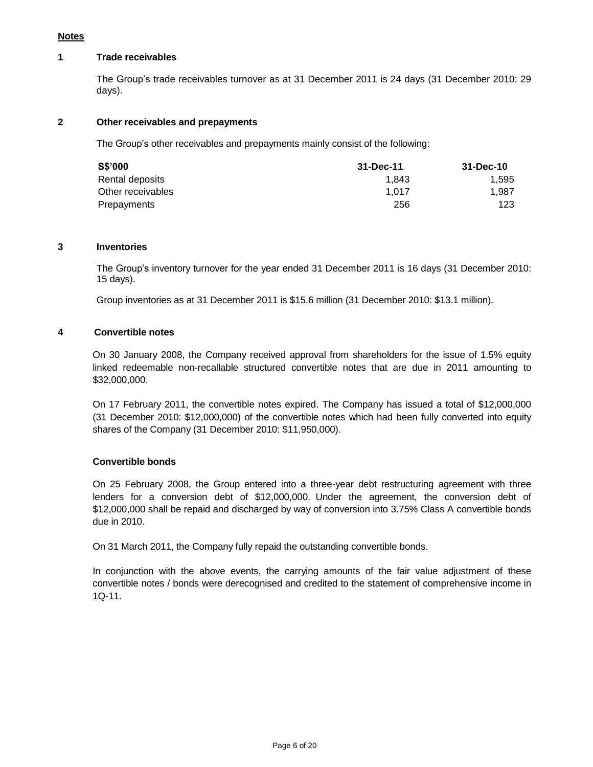**Notes**

## 1 Trade receivables

The Group's trade receivables turnover as at 31 December 2011 is 24 days (31 December 2010: 29 days).

## 2 Other receivables and prepayments

The Group's other receivables and prepayments mainly consist of the following:

| S$'000 | 31-Dec-11 | 31-Dec-10 |
|---|---|---|
| Rental deposits | 1,843 | 1,595 |
| Other receivables | 1,017 | 1,987 |
| Prepayments | 256 | 123 |

## 3 Inventories

The Group's inventory turnover for the year ended 31 December 2011 is 16 days (31 December 2010: 15 days).

Group inventories as at 31 December 2011 is $15.6 million (31 December 2010: $13.1 million).

## 4 Convertible notes

On 30 January 2008, the Company received approval from shareholders for the issue of 1.5% equity linked redeemable non-recallable structured convertible notes that are due in 2011 amounting to $32,000,000.

On 17 February 2011, the convertible notes expired. The Company has issued a total of $12,000,000 (31 December 2010: $12,000,000) of the convertible notes which had been fully converted into equity shares of the Company (31 December 2010: $11,950,000).

**Convertible bonds**

On 25 February 2008, the Group entered into a three-year debt restructuring agreement with three lenders for a conversion debt of $12,000,000. Under the agreement, the conversion debt of $12,000,000 shall be repaid and discharged by way of conversion into 3.75% Class A convertible bonds due in 2010.

On 31 March 2011, the Company fully repaid the outstanding convertible bonds.

In conjunction with the above events, the carrying amounts of the fair value adjustment of these convertible notes / bonds were derecognised and credited to the statement of comprehensive income in 1Q-11.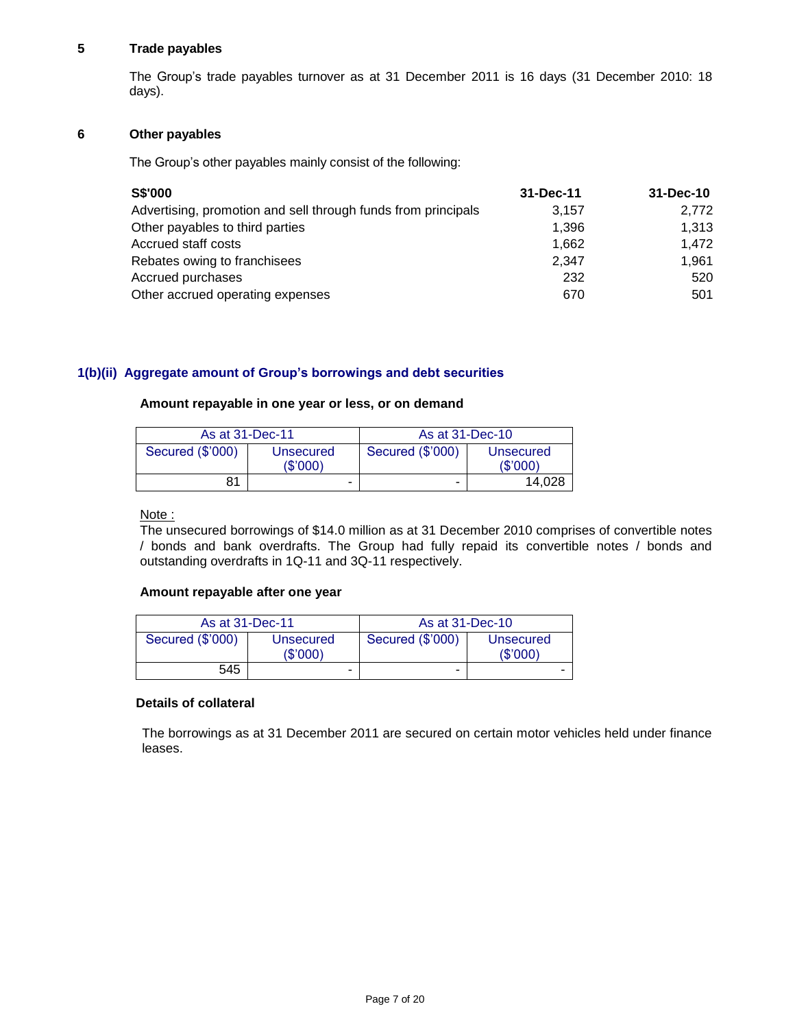**5 Trade payables**

The Group's trade payables turnover as at 31 December 2011 is 16 days (31 December 2010: 18 days).

**6 Other payables**

The Group's other payables mainly consist of the following:

| S$'000 | 31-Dec-11 | 31-Dec-10 |
|---|---|---|
| Advertising, promotion and sell through funds from principals | 3,157 | 2,772 |
| Other payables to third parties | 1,396 | 1,313 |
| Accrued staff costs | 1,662 | 1,472 |
| Rebates owing to franchisees | 2,347 | 1,961 |
| Accrued purchases | 232 | 520 |
| Other accrued operating expenses | 670 | 501 |

## 1(b)(ii) Aggregate amount of Group's borrowings and debt securities

**Amount repayable in one year or less, or on demand**

| As at 31-Dec-11 | | As at 31-Dec-10 | |
|---|---|---|---|
| Secured ($'000) | Unsecured ($'000) | Secured ($'000) | Unsecured ($'000) |
| 81 | - | - | 14,028 |

Note :
The unsecured borrowings of $14.0 million as at 31 December 2010 comprises of convertible notes / bonds and bank overdrafts. The Group had fully repaid its convertible notes / bonds and outstanding overdrafts in 1Q-11 and 3Q-11 respectively.

**Amount repayable after one year**

| As at 31-Dec-11 | | As at 31-Dec-10 | |
|---|---|---|---|
| Secured ($'000) | Unsecured ($'000) | Secured ($'000) | Unsecured ($'000) |
| 545 | - | - | - |

**Details of collateral**

The borrowings as at 31 December 2011 are secured on certain motor vehicles held under finance leases.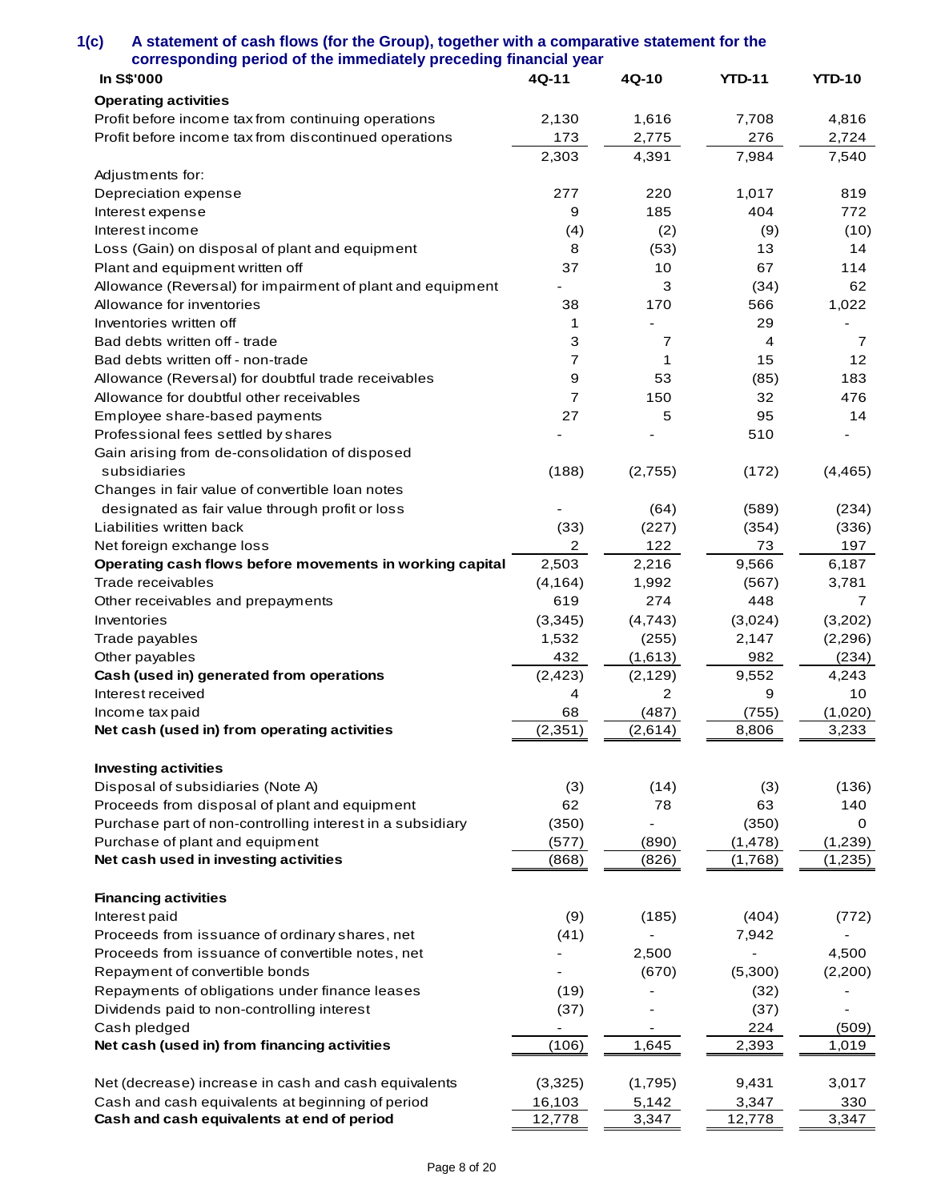### 1(c) A statement of cash flows (for the Group), together with a comparative statement for the corresponding period of the immediately preceding financial year

| In S$'000 | 4Q-11 | 4Q-10 | YTD-11 | YTD-10 |
|---|---|---|---|---|
| **Operating activities** | | | | |
| Profit before income tax from continuing operations | 2,130 | 1,616 | 7,708 | 4,816 |
| Profit before income tax from discontinued operations | 173 | 2,775 | 276 | 2,724 |
| | 2,303 | 4,391 | 7,984 | 7,540 |
| Adjustments for: | | | | |
| Depreciation expense | 277 | 220 | 1,017 | 819 |
| Interest expense | 9 | 185 | 404 | 772 |
| Interest income | (4) | (2) | (9) | (10) |
| Loss (Gain) on disposal of plant and equipment | 8 | (53) | 13 | 14 |
| Plant and equipment written off | 37 | 10 | 67 | 114 |
| Allowance (Reversal) for impairment of plant and equipment | - | 3 | (34) | 62 |
| Allowance for inventories | 38 | 170 | 566 | 1,022 |
| Inventories written off | 1 | - | 29 | - |
| Bad debts written off - trade | 3 | 7 | 4 | 7 |
| Bad debts written off - non-trade | 7 | 1 | 15 | 12 |
| Allowance (Reversal) for doubtful trade receivables | 9 | 53 | (85) | 183 |
| Allowance for doubtful other receivables | 7 | 150 | 32 | 476 |
| Employee share-based payments | 27 | 5 | 95 | 14 |
| Professional fees settled by shares | - | - | 510 | - |
| Gain arising from de-consolidation of disposed subsidiaries | (188) | (2,755) | (172) | (4,465) |
| Changes in fair value of convertible loan notes designated as fair value through profit or loss | - | (64) | (589) | (234) |
| Liabilities written back | (33) | (227) | (354) | (336) |
| Net foreign exchange loss | 2 | 122 | 73 | 197 |
| **Operating cash flows before movements in working capital** | 2,503 | 2,216 | 9,566 | 6,187 |
| Trade receivables | (4,164) | 1,992 | (567) | 3,781 |
| Other receivables and prepayments | 619 | 274 | 448 | 7 |
| Inventories | (3,345) | (4,743) | (3,024) | (3,202) |
| Trade payables | 1,532 | (255) | 2,147 | (2,296) |
| Other payables | 432 | (1,613) | 982 | (234) |
| **Cash (used in) generated from operations** | (2,423) | (2,129) | 9,552 | 4,243 |
| Interest received | 4 | 2 | 9 | 10 |
| Income tax paid | 68 | (487) | (755) | (1,020) |
| **Net cash (used in) from operating activities** | (2,351) | (2,614) | 8,806 | 3,233 |
| | | | | |
| **Investing activities** | | | | |
| Disposal of subsidiaries (Note A) | (3) | (14) | (3) | (136) |
| Proceeds from disposal of plant and equipment | 62 | 78 | 63 | 140 |
| Purchase part of non-controlling interest in a subsidiary | (350) | - | (350) | 0 |
| Purchase of plant and equipment | (577) | (890) | (1,478) | (1,239) |
| **Net cash used in investing activities** | (868) | (826) | (1,768) | (1,235) |
| | | | | |
| **Financing activities** | | | | |
| Interest paid | (9) | (185) | (404) | (772) |
| Proceeds from issuance of ordinary shares, net | (41) | - | 7,942 | - |
| Proceeds from issuance of convertible notes, net | - | 2,500 | - | 4,500 |
| Repayment of convertible bonds | - | (670) | (5,300) | (2,200) |
| Repayments of obligations under finance leases | (19) | - | (32) | - |
| Dividends paid to non-controlling interest | (37) | - | (37) | - |
| Cash pledged | - | - | 224 | (509) |
| **Net cash (used in) from financing activities** | (106) | 1,645 | 2,393 | 1,019 |
| | | | | |
| Net (decrease) increase in cash and cash equivalents | (3,325) | (1,795) | 9,431 | 3,017 |
| Cash and cash equivalents at beginning of period | 16,103 | 5,142 | 3,347 | 330 |
| **Cash and cash equivalents at end of period** | 12,778 | 3,347 | 12,778 | 3,347 |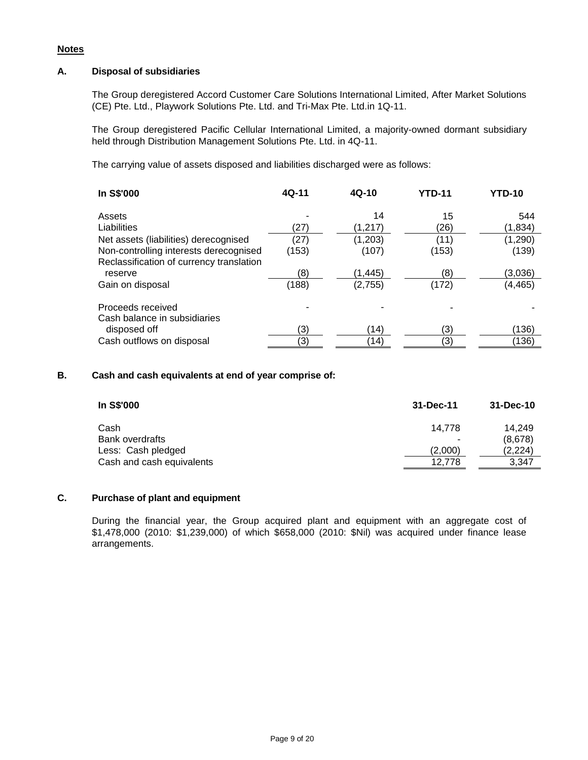**Notes**

**A. Disposal of subsidiaries**

The Group deregistered Accord Customer Care Solutions International Limited, After Market Solutions (CE) Pte. Ltd., Playwork Solutions Pte. Ltd. and Tri-Max Pte. Ltd.in 1Q-11.

The Group deregistered Pacific Cellular International Limited, a majority-owned dormant subsidiary held through Distribution Management Solutions Pte. Ltd. in 4Q-11.

The carrying value of assets disposed and liabilities discharged were as follows:

| In S$'000 | 4Q-11 | 4Q-10 | YTD-11 | YTD-10 |
|---|---|---|---|---|
| Assets | - | 14 | 15 | 544 |
| Liabilities | (27) | (1,217) | (26) | (1,834) |
| Net assets (liabilities) derecognised | (27) | (1,203) | (11) | (1,290) |
| Non-controlling interests derecognised | (153) | (107) | (153) | (139) |
| Reclassification of currency translation reserve | (8) | (1,445) | (8) | (3,036) |
| Gain on disposal | (188) | (2,755) | (172) | (4,465) |
| | | | | |
| Proceeds received | - | - | - | - |
| Cash balance in subsidiaries disposed off | (3) | (14) | (3) | (136) |
| Cash outflows on disposal | (3) | (14) | (3) | (136) |

**B. Cash and cash equivalents at end of year comprise of:**

| In S$'000 | 31-Dec-11 | 31-Dec-10 |
|---|---|---|
| Cash | 14,778 | 14,249 |
| Bank overdrafts | - | (8,678) |
| Less: Cash pledged | (2,000) | (2,224) |
| Cash and cash equivalents | 12,778 | 3,347 |

**C. Purchase of plant and equipment**

During the financial year, the Group acquired plant and equipment with an aggregate cost of $1,478,000 (2010: $1,239,000) of which $658,000 (2010: $Nil) was acquired under finance lease arrangements.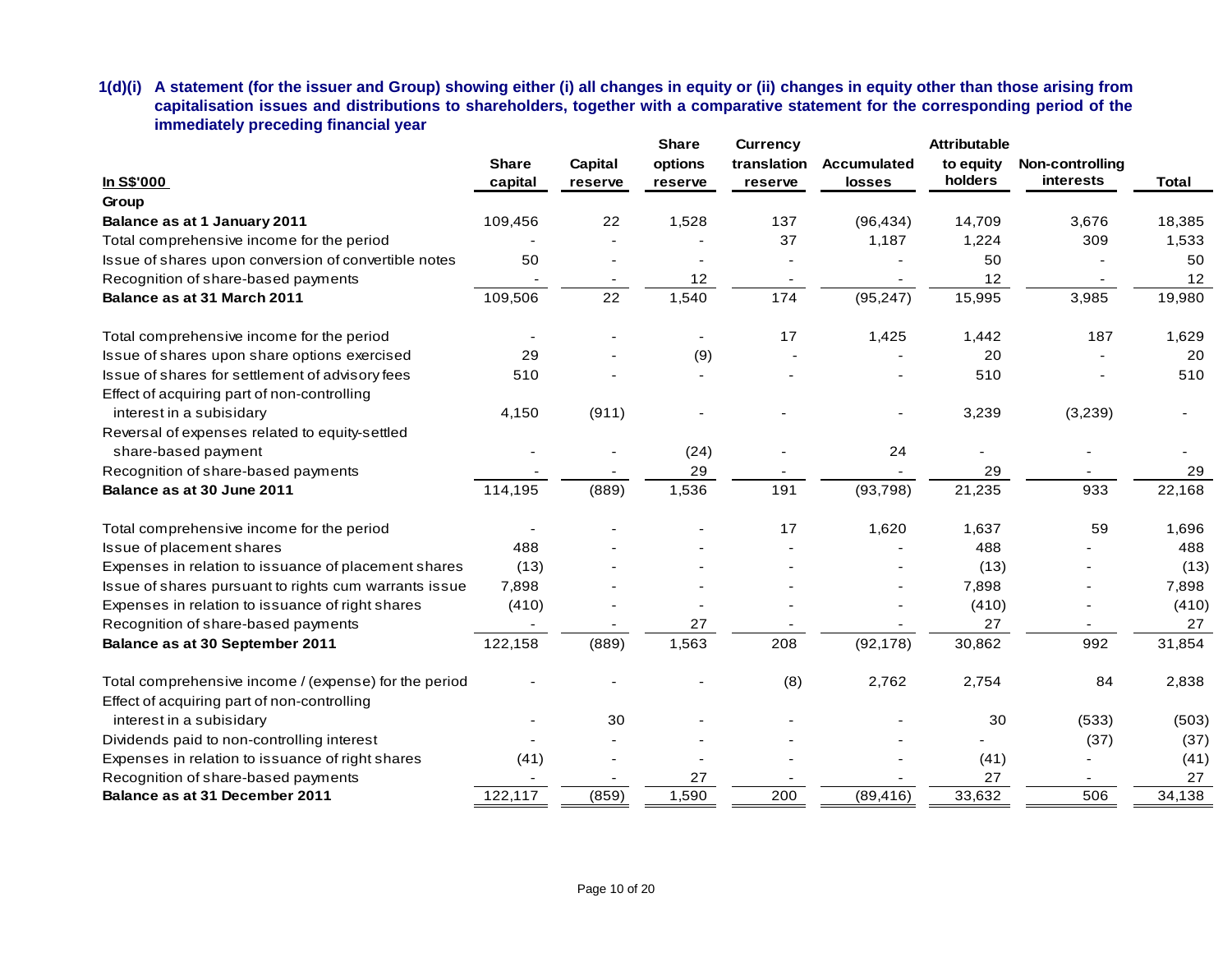**1(d)(i) A statement (for the issuer and Group) showing either (i) all changes in equity or (ii) changes in equity other than those arising from capitalisation issues and distributions to shareholders, together with a comparative statement for the corresponding period of the immediately preceding financial year**

| In S$'000 | Share capital | Capital reserve | Share options reserve | Currency translation reserve | Accumulated losses | Attributable to equity holders | Non-controlling interests | Total |
|---|---|---|---|---|---|---|---|---|
| **Group** | | | | | | | | |
| **Balance as at 1 January 2011** | 109,456 | 22 | 1,528 | 137 | (96,434) | 14,709 | 3,676 | 18,385 |
| Total comprehensive income for the period | - | - | - | 37 | 1,187 | 1,224 | 309 | 1,533 |
| Issue of shares upon conversion of convertible notes | 50 | - | - | - | - | 50 | - | 50 |
| Recognition of share-based payments | - | - | 12 | - | - | 12 | - | 12 |
| **Balance as at 31 March 2011** | 109,506 | 22 | 1,540 | 174 | (95,247) | 15,995 | 3,985 | 19,980 |
| Total comprehensive income for the period | - | - | - | 17 | 1,425 | 1,442 | 187 | 1,629 |
| Issue of shares upon share options exercised | 29 | - | (9) | - | - | 20 | - | 20 |
| Issue of shares for settlement of advisory fees | 510 | - | - | - | - | 510 | - | 510 |
| Effect of acquiring part of non-controlling interest in a subisidary | 4,150 | (911) | - | - | - | 3,239 | (3,239) | - |
| Reversal of expenses related to equity-settled share-based payment | - | - | (24) | - | 24 | - | - | - |
| Recognition of share-based payments | - | - | 29 | - | - | 29 | - | 29 |
| **Balance as at 30 June 2011** | 114,195 | (889) | 1,536 | 191 | (93,798) | 21,235 | 933 | 22,168 |
| Total comprehensive income for the period | - | - | - | 17 | 1,620 | 1,637 | 59 | 1,696 |
| Issue of placement shares | 488 | - | - | - | - | 488 | - | 488 |
| Expenses in relation to issuance of placement shares | (13) | - | - | - | - | (13) | - | (13) |
| Issue of shares pursuant to rights cum warrants issue | 7,898 | - | - | - | - | 7,898 | - | 7,898 |
| Expenses in relation to issuance of right shares | (410) | - | - | - | - | (410) | - | (410) |
| Recognition of share-based payments | - | - | 27 | - | - | 27 | - | 27 |
| **Balance as at 30 September 2011** | 122,158 | (889) | 1,563 | 208 | (92,178) | 30,862 | 992 | 31,854 |
| Total comprehensive income / (expense) for the period | - | - | - | (8) | 2,762 | 2,754 | 84 | 2,838 |
| Effect of acquiring part of non-controlling interest in a subisidary | - | 30 | - | - | - | 30 | (533) | (503) |
| Dividends paid to non-controlling interest | - | - | - | - | - | - | (37) | (37) |
| Expenses in relation to issuance of right shares | (41) | - | - | - | - | (41) | - | (41) |
| Recognition of share-based payments | - | - | 27 | - | - | 27 | - | 27 |
| **Balance as at 31 December 2011** | 122,117 | (859) | 1,590 | 200 | (89,416) | 33,632 | 506 | 34,138 |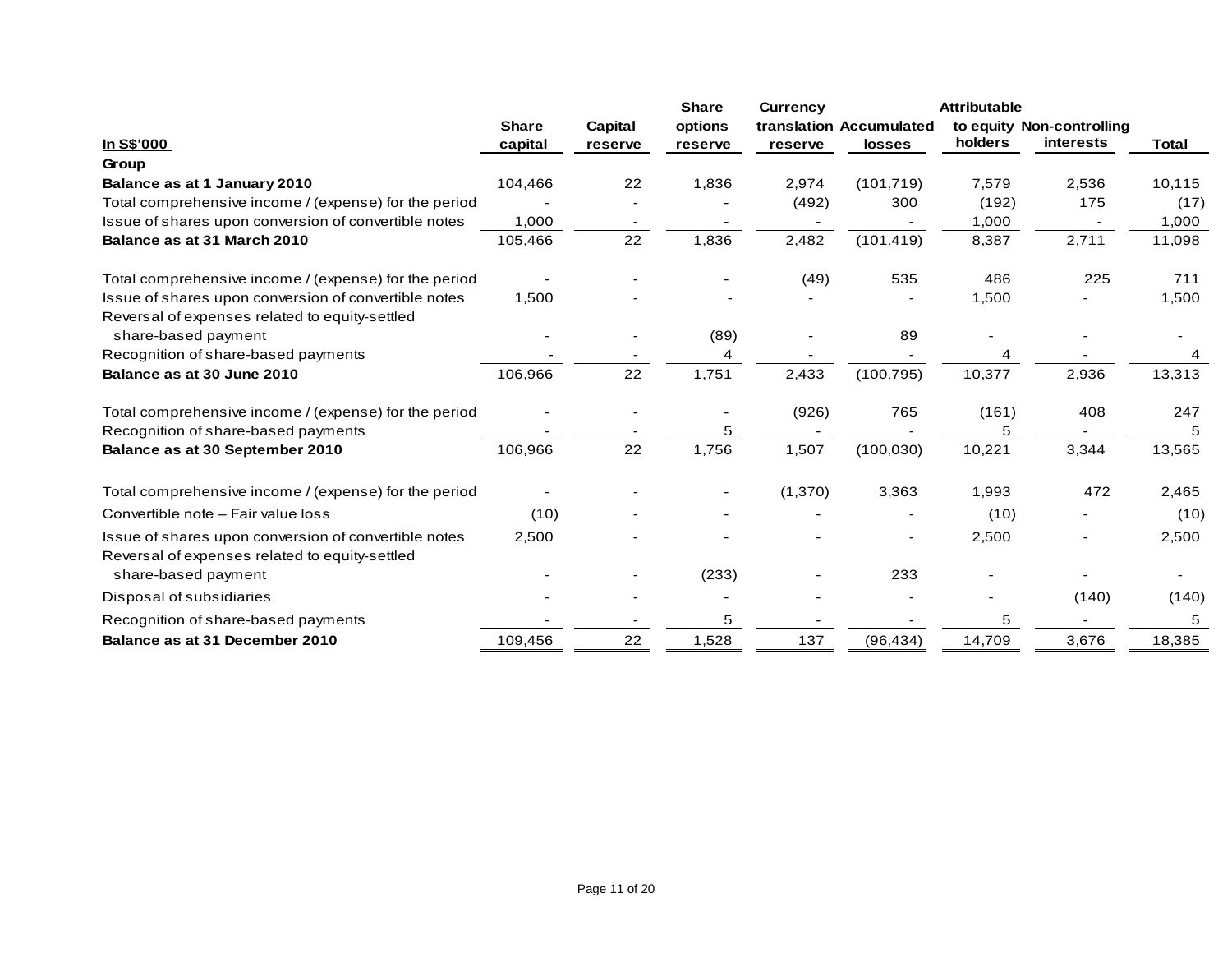| In S$'000 | Share capital | Capital reserve | Share options reserve | Currency translation reserve | Accumulated losses | Attributable to equity holders | Non-controlling interests | Total |
|---|---|---|---|---|---|---|---|---|
| **Group** | | | | | | | | |
| **Balance as at 1 January 2010** | 104,466 | 22 | 1,836 | 2,974 | (101,719) | 7,579 | 2,536 | 10,115 |
| Total comprehensive income / (expense) for the period | - | - | - | (492) | 300 | (192) | 175 | (17) |
| Issue of shares upon conversion of convertible notes | 1,000 | - | - | - | - | 1,000 | - | 1,000 |
| **Balance as at 31 March 2010** | 105,466 | 22 | 1,836 | 2,482 | (101,419) | 8,387 | 2,711 | 11,098 |
| Total comprehensive income / (expense) for the period | - | - | - | (49) | 535 | 486 | 225 | 711 |
| Issue of shares upon conversion of convertible notes | 1,500 | - | - | - | - | 1,500 | - | 1,500 |
| Reversal of expenses related to equity-settled share-based payment | - | - | (89) | - | 89 | - | - | - |
| Recognition of share-based payments | - | - | 4 | - | - | 4 | - | 4 |
| **Balance as at 30 June 2010** | 106,966 | 22 | 1,751 | 2,433 | (100,795) | 10,377 | 2,936 | 13,313 |
| Total comprehensive income / (expense) for the period | - | - | - | (926) | 765 | (161) | 408 | 247 |
| Recognition of share-based payments | - | - | 5 | - | - | 5 | - | 5 |
| **Balance as at 30 September 2010** | 106,966 | 22 | 1,756 | 1,507 | (100,030) | 10,221 | 3,344 | 13,565 |
| Total comprehensive income / (expense) for the period | - | - | - | (1,370) | 3,363 | 1,993 | 472 | 2,465 |
| Convertible note – Fair value loss | (10) | - | - | - | - | (10) | - | (10) |
| Issue of shares upon conversion of convertible notes | 2,500 | - | - | - | - | 2,500 | - | 2,500 |
| Reversal of expenses related to equity-settled share-based payment | - | - | (233) | - | 233 | - | - | - |
| Disposal of subsidiaries | - | - | - | - | - | - | (140) | (140) |
| Recognition of share-based payments | - | - | 5 | - | - | 5 | - | 5 |
| **Balance as at 31 December 2010** | 109,456 | 22 | 1,528 | 137 | (96,434) | 14,709 | 3,676 | 18,385 |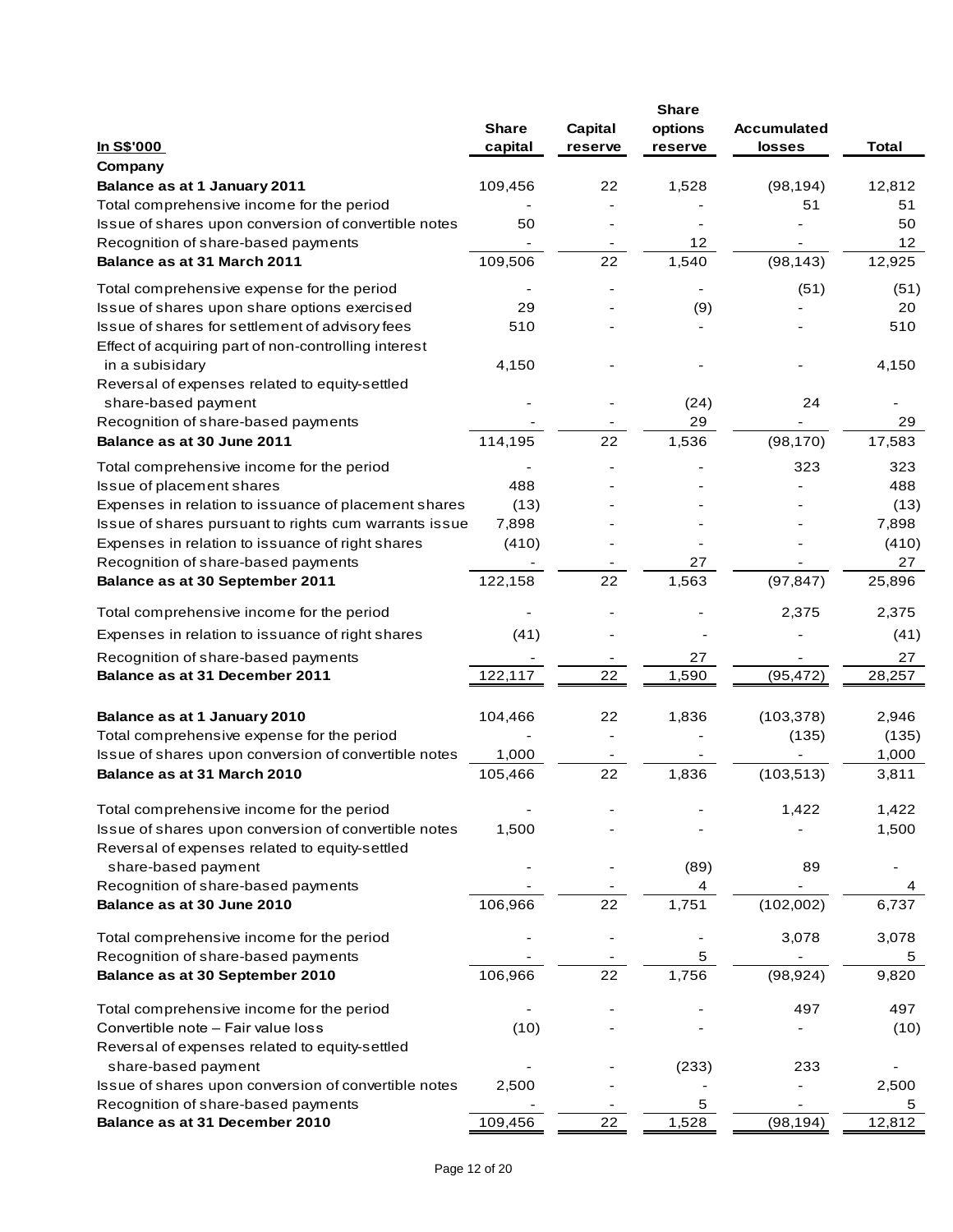| In S$'000 | Share capital | Capital reserve | Share options reserve | Accumulated losses | Total |
|---|---|---|---|---|---|
| **Company** | | | | | |
| **Balance as at 1 January 2011** | 109,456 | 22 | 1,528 | (98,194) | 12,812 |
| Total comprehensive income for the period | - | - | - | 51 | 51 |
| Issue of shares upon conversion of convertible notes | 50 | - | - | - | 50 |
| Recognition of share-based payments | - | - | 12 | - | 12 |
| **Balance as at 31 March 2011** | 109,506 | 22 | 1,540 | (98,143) | 12,925 |
| Total comprehensive expense for the period | - | - | - | (51) | (51) |
| Issue of shares upon share options exercised | 29 | - | (9) | - | 20 |
| Issue of shares for settlement of advisory fees | 510 | - | - | - | 510 |
| Effect of acquiring part of non-controlling interest in a subisidary | 4,150 | - | - | - | 4,150 |
| Reversal of expenses related to equity-settled share-based payment | - | - | (24) | 24 | - |
| Recognition of share-based payments | - | - | 29 | - | 29 |
| **Balance as at 30 June 2011** | 114,195 | 22 | 1,536 | (98,170) | 17,583 |
| Total comprehensive income for the period | - | - | - | 323 | 323 |
| Issue of placement shares | 488 | - | - | - | 488 |
| Expenses in relation to issuance of placement shares | (13) | - | - | - | (13) |
| Issue of shares pursuant to rights cum warrants issue | 7,898 | - | - | - | 7,898 |
| Expenses in relation to issuance of right shares | (410) | - | - | - | (410) |
| Recognition of share-based payments | - | - | 27 | - | 27 |
| **Balance as at 30 September 2011** | 122,158 | 22 | 1,563 | (97,847) | 25,896 |
| Total comprehensive income for the period | - | - | - | 2,375 | 2,375 |
| Expenses in relation to issuance of right shares | (41) | - | - | - | (41) |
| Recognition of share-based payments | - | - | 27 | - | 27 |
| **Balance as at 31 December 2011** | 122,117 | 22 | 1,590 | (95,472) | 28,257 |
| | | | | | |
| **Balance as at 1 January 2010** | 104,466 | 22 | 1,836 | (103,378) | 2,946 |
| Total comprehensive expense for the period | - | - | - | (135) | (135) |
| Issue of shares upon conversion of convertible notes | 1,000 | - | - | - | 1,000 |
| **Balance as at 31 March 2010** | 105,466 | 22 | 1,836 | (103,513) | 3,811 |
| Total comprehensive income for the period | - | - | - | 1,422 | 1,422 |
| Issue of shares upon conversion of convertible notes | 1,500 | - | - | - | 1,500 |
| Reversal of expenses related to equity-settled share-based payment | - | - | (89) | 89 | - |
| Recognition of share-based payments | - | - | 4 | - | 4 |
| **Balance as at 30 June 2010** | 106,966 | 22 | 1,751 | (102,002) | 6,737 |
| Total comprehensive income for the period | - | - | - | 3,078 | 3,078 |
| Recognition of share-based payments | - | - | 5 | - | 5 |
| **Balance as at 30 September 2010** | 106,966 | 22 | 1,756 | (98,924) | 9,820 |
| Total comprehensive income for the period | - | - | - | 497 | 497 |
| Convertible note – Fair value loss | (10) | - | - | - | (10) |
| Reversal of expenses related to equity-settled share-based payment | - | - | (233) | 233 | - |
| Issue of shares upon conversion of convertible notes | 2,500 | - | - | - | 2,500 |
| Recognition of share-based payments | - | - | 5 | - | 5 |
| **Balance as at 31 December 2010** | 109,456 | 22 | 1,528 | (98,194) | 12,812 |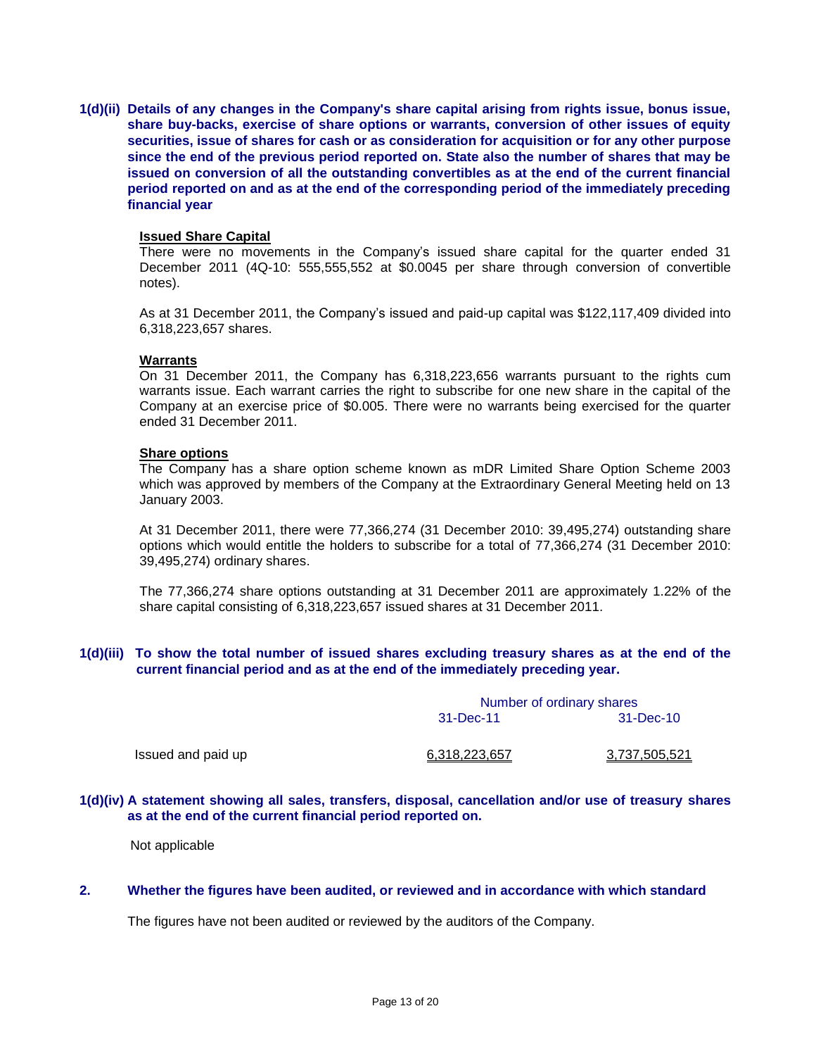**1(d)(ii) Details of any changes in the Company's share capital arising from rights issue, bonus issue, share buy-backs, exercise of share options or warrants, conversion of other issues of equity securities, issue of shares for cash or as consideration for acquisition or for any other purpose since the end of the previous period reported on. State also the number of shares that may be issued on conversion of all the outstanding convertibles as at the end of the current financial period reported on and as at the end of the corresponding period of the immediately preceding financial year**

**Issued Share Capital**

There were no movements in the Company's issued share capital for the quarter ended 31 December 2011 (4Q-10: 555,555,552 at $0.0045 per share through conversion of convertible notes).

As at 31 December 2011, the Company's issued and paid-up capital was $122,117,409 divided into 6,318,223,657 shares.

**Warrants**

On 31 December 2011, the Company has 6,318,223,656 warrants pursuant to the rights cum warrants issue. Each warrant carries the right to subscribe for one new share in the capital of the Company at an exercise price of $0.005. There were no warrants being exercised for the quarter ended 31 December 2011.

**Share options**

The Company has a share option scheme known as mDR Limited Share Option Scheme 2003 which was approved by members of the Company at the Extraordinary General Meeting held on 13 January 2003.

At 31 December 2011, there were 77,366,274 (31 December 2010: 39,495,274) outstanding share options which would entitle the holders to subscribe for a total of 77,366,274 (31 December 2010: 39,495,274) ordinary shares.

The 77,366,274 share options outstanding at 31 December 2011 are approximately 1.22% of the share capital consisting of 6,318,223,657 issued shares at 31 December 2011.

**1(d)(iii) To show the total number of issued shares excluding treasury shares as at the end of the current financial period and as at the end of the immediately preceding year.**

| | Number of ordinary shares | |
|---|---|---|
| | 31-Dec-11 | 31-Dec-10 |
| Issued and paid up | 6,318,223,657 | 3,737,505,521 |

**1(d)(iv) A statement showing all sales, transfers, disposal, cancellation and/or use of treasury shares as at the end of the current financial period reported on.**

Not applicable

**2. Whether the figures have been audited, or reviewed and in accordance with which standard**

The figures have not been audited or reviewed by the auditors of the Company.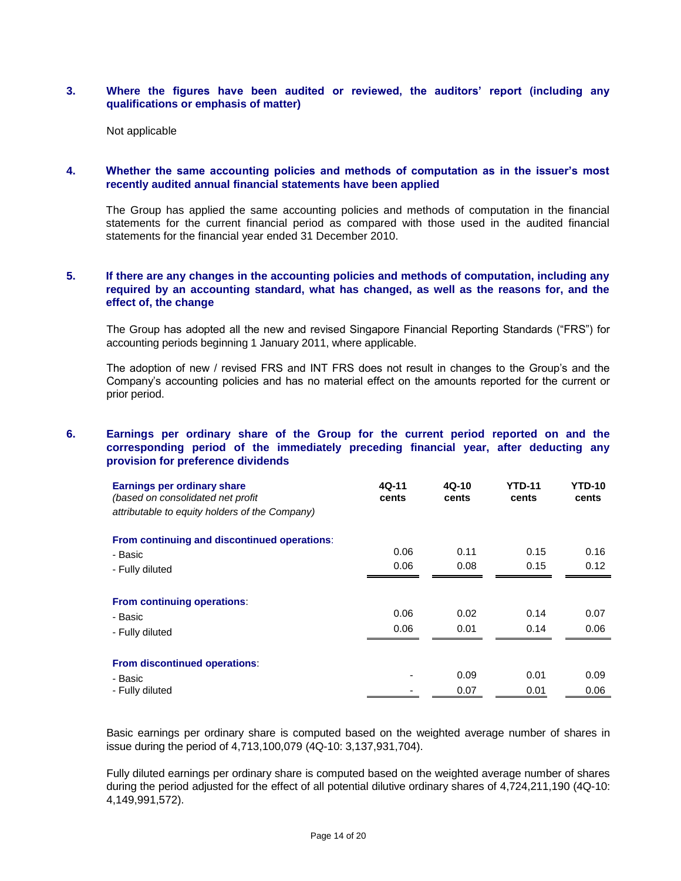**3. Where the figures have been audited or reviewed, the auditors' report (including any qualifications or emphasis of matter)**

Not applicable

**4. Whether the same accounting policies and methods of computation as in the issuer's most recently audited annual financial statements have been applied**

The Group has applied the same accounting policies and methods of computation in the financial statements for the current financial period as compared with those used in the audited financial statements for the financial year ended 31 December 2010.

**5. If there are any changes in the accounting policies and methods of computation, including any required by an accounting standard, what has changed, as well as the reasons for, and the effect of, the change**

The Group has adopted all the new and revised Singapore Financial Reporting Standards ("FRS") for accounting periods beginning 1 January 2011, where applicable.

The adoption of new / revised FRS and INT FRS does not result in changes to the Group's and the Company's accounting policies and has no material effect on the amounts reported for the current or prior period.

**6. Earnings per ordinary share of the Group for the current period reported on and the corresponding period of the immediately preceding financial year, after deducting any provision for preference dividends**

| **Earnings per ordinary share** *(based on consolidated net profit attributable to equity holders of the Company)* | **4Q-11 cents** | **4Q-10 cents** | **YTD-11 cents** | **YTD-10 cents** |
|---|---|---|---|---|
| **From continuing and discontinued operations**: | | | | |
| - Basic | 0.06 | 0.11 | 0.15 | 0.16 |
| - Fully diluted | 0.06 | 0.08 | 0.15 | 0.12 |
| **From continuing operations**: | | | | |
| - Basic | 0.06 | 0.02 | 0.14 | 0.07 |
| - Fully diluted | 0.06 | 0.01 | 0.14 | 0.06 |
| **From discontinued operations**: | | | | |
| - Basic | - | 0.09 | 0.01 | 0.09 |
| - Fully diluted | - | 0.07 | 0.01 | 0.06 |

Basic earnings per ordinary share is computed based on the weighted average number of shares in issue during the period of 4,713,100,079 (4Q-10: 3,137,931,704).

Fully diluted earnings per ordinary share is computed based on the weighted average number of shares during the period adjusted for the effect of all potential dilutive ordinary shares of 4,724,211,190 (4Q-10: 4,149,991,572).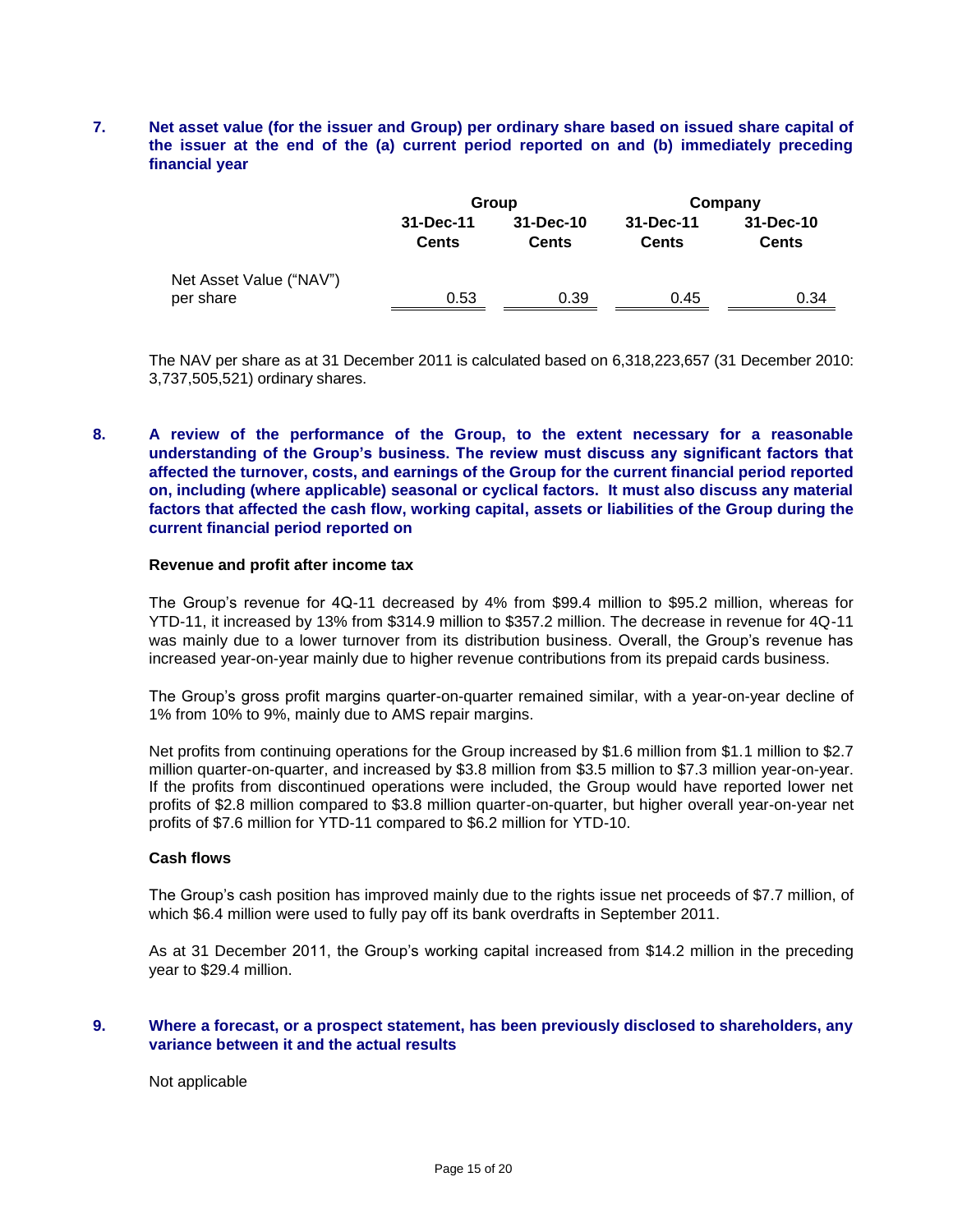**7. Net asset value (for the issuer and Group) per ordinary share based on issued share capital of the issuer at the end of the (a) current period reported on and (b) immediately preceding financial year**

| | Group | | Company | |
|---|---|---|---|---|
| | 31-Dec-11 | 31-Dec-10 | 31-Dec-11 | 31-Dec-10 |
| | Cents | Cents | Cents | Cents |
| Net Asset Value ("NAV") per share | 0.53 | 0.39 | 0.45 | 0.34 |

The NAV per share as at 31 December 2011 is calculated based on 6,318,223,657 (31 December 2010: 3,737,505,521) ordinary shares.

**8. A review of the performance of the Group, to the extent necessary for a reasonable understanding of the Group's business. The review must discuss any significant factors that affected the turnover, costs, and earnings of the Group for the current financial period reported on, including (where applicable) seasonal or cyclical factors. It must also discuss any material factors that affected the cash flow, working capital, assets or liabilities of the Group during the current financial period reported on**

**Revenue and profit after income tax**

The Group's revenue for 4Q-11 decreased by 4% from $99.4 million to $95.2 million, whereas for YTD-11, it increased by 13% from $314.9 million to $357.2 million. The decrease in revenue for 4Q-11 was mainly due to a lower turnover from its distribution business. Overall, the Group's revenue has increased year-on-year mainly due to higher revenue contributions from its prepaid cards business.

The Group's gross profit margins quarter-on-quarter remained similar, with a year-on-year decline of 1% from 10% to 9%, mainly due to AMS repair margins.

Net profits from continuing operations for the Group increased by $1.6 million from $1.1 million to $2.7 million quarter-on-quarter, and increased by $3.8 million from $3.5 million to $7.3 million year-on-year. If the profits from discontinued operations were included, the Group would have reported lower net profits of $2.8 million compared to $3.8 million quarter-on-quarter, but higher overall year-on-year net profits of $7.6 million for YTD-11 compared to $6.2 million for YTD-10.

**Cash flows**

The Group's cash position has improved mainly due to the rights issue net proceeds of $7.7 million, of which $6.4 million were used to fully pay off its bank overdrafts in September 2011.

As at 31 December 2011, the Group's working capital increased from $14.2 million in the preceding year to $29.4 million.

**9. Where a forecast, or a prospect statement, has been previously disclosed to shareholders, any variance between it and the actual results**

Not applicable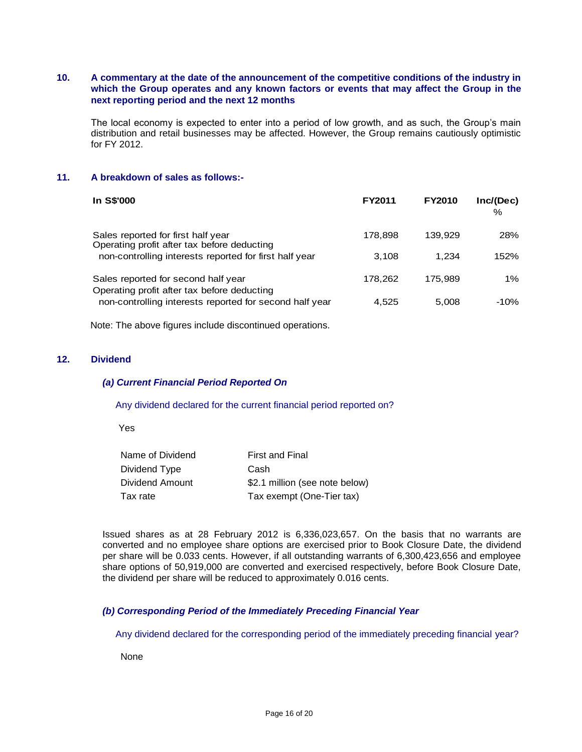## 10. A commentary at the date of the announcement of the competitive conditions of the industry in which the Group operates and any known factors or events that may affect the Group in the next reporting period and the next 12 months

The local economy is expected to enter into a period of low growth, and as such, the Group's main distribution and retail businesses may be affected. However, the Group remains cautiously optimistic for FY 2012.

## 11. A breakdown of sales as follows:-

| In S$'000 | FY2011 | FY2010 | Inc/(Dec) % |
|---|---|---|---|
| Sales reported for first half year | 178,898 | 139,929 | 28% |
| Operating profit after tax before deducting non-controlling interests reported for first half year | 3,108 | 1,234 | 152% |
| Sales reported for second half year | 178,262 | 175,989 | 1% |
| Operating profit after tax before deducting non-controlling interests reported for second half year | 4,525 | 5,008 | -10% |

Note: The above figures include discontinued operations.

## 12. Dividend

### *(a) Current Financial Period Reported On*

Any dividend declared for the current financial period reported on?

Yes

| | |
|---|---|
| Name of Dividend | First and Final |
| Dividend Type | Cash |
| Dividend Amount | $2.1 million (see note below) |
| Tax rate | Tax exempt (One-Tier tax) |

Issued shares as at 28 February 2012 is 6,336,023,657. On the basis that no warrants are converted and no employee share options are exercised prior to Book Closure Date, the dividend per share will be 0.033 cents. However, if all outstanding warrants of 6,300,423,656 and employee share options of 50,919,000 are converted and exercised respectively, before Book Closure Date, the dividend per share will be reduced to approximately 0.016 cents.

### *(b) Corresponding Period of the Immediately Preceding Financial Year*

Any dividend declared for the corresponding period of the immediately preceding financial year?

None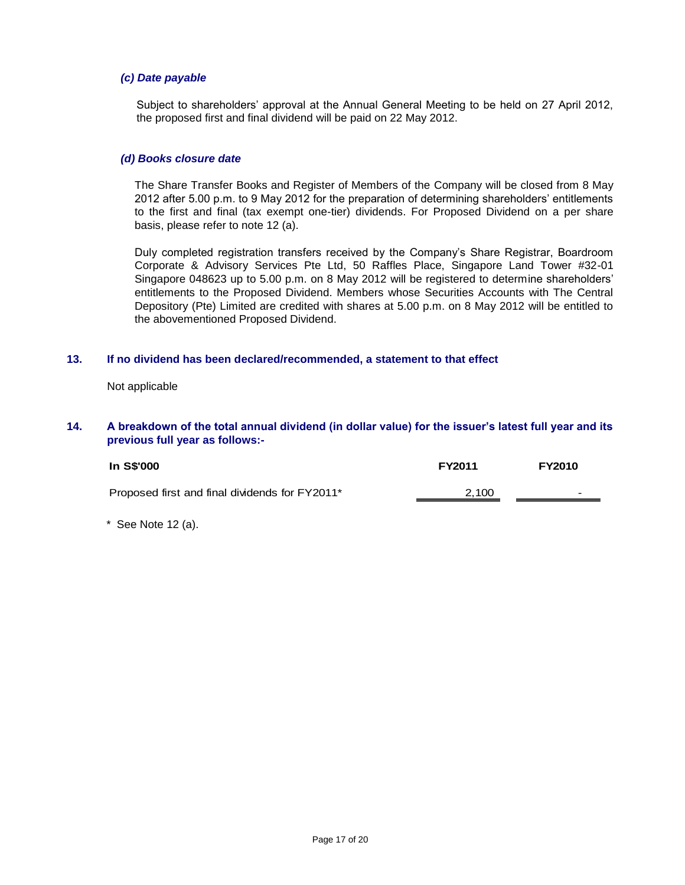### *(c) Date payable*

Subject to shareholders' approval at the Annual General Meeting to be held on 27 April 2012, the proposed first and final dividend will be paid on 22 May 2012.

### *(d) Books closure date*

The Share Transfer Books and Register of Members of the Company will be closed from 8 May 2012 after 5.00 p.m. to 9 May 2012 for the preparation of determining shareholders' entitlements to the first and final (tax exempt one-tier) dividends. For Proposed Dividend on a per share basis, please refer to note 12 (a).

Duly completed registration transfers received by the Company's Share Registrar, Boardroom Corporate & Advisory Services Pte Ltd, 50 Raffles Place, Singapore Land Tower #32-01 Singapore 048623 up to 5.00 p.m. on 8 May 2012 will be registered to determine shareholders' entitlements to the Proposed Dividend. Members whose Securities Accounts with The Central Depository (Pte) Limited are credited with shares at 5.00 p.m. on 8 May 2012 will be entitled to the abovementioned Proposed Dividend.

## 13. If no dividend has been declared/recommended, a statement to that effect

Not applicable

## 14. A breakdown of the total annual dividend (in dollar value) for the issuer's latest full year and its previous full year as follows:-

| In S$'000 | FY2011 | FY2010 |
|---|---|---|
| Proposed first and final dividends for FY2011* | 2,100 | - |

\* See Note 12 (a).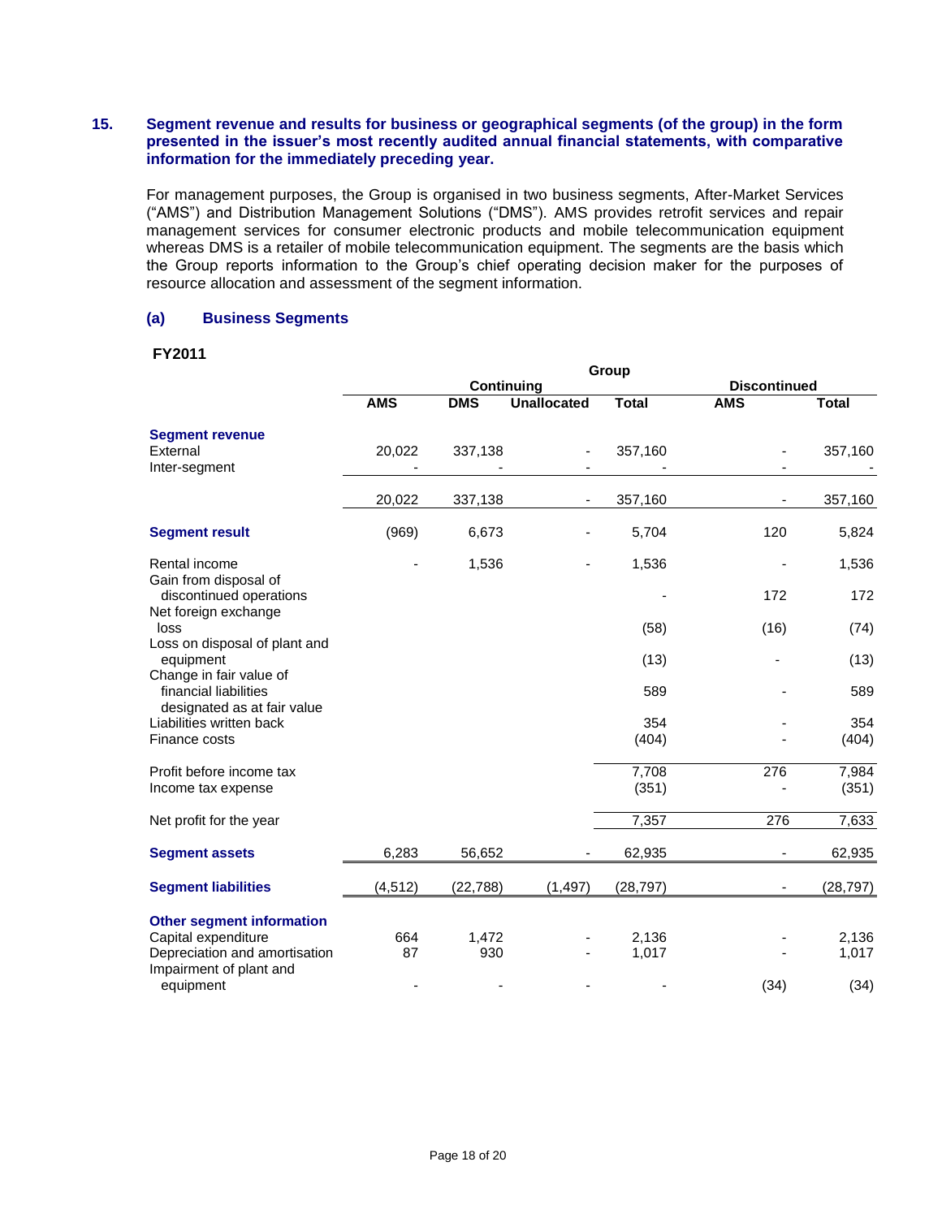## 15. Segment revenue and results for business or geographical segments (of the group) in the form presented in the issuer's most recently audited annual financial statements, with comparative information for the immediately preceding year.

For management purposes, the Group is organised in two business segments, After-Market Services ("AMS") and Distribution Management Solutions ("DMS"). AMS provides retrofit services and repair management services for consumer electronic products and mobile telecommunication equipment whereas DMS is a retailer of mobile telecommunication equipment. The segments are the basis which the Group reports information to the Group's chief operating decision maker for the purposes of resource allocation and assessment of the segment information.

### (a) Business Segments

**FY2011**

| | Group | | | | | |
|---|---|---|---|---|---|---|
| | Continuing | | | | Discontinued | |
| | AMS | DMS | Unallocated | Total | AMS | Total |
| **Segment revenue** | | | | | | |
| External | 20,022 | 337,138 | - | 357,160 | - | 357,160 |
| Inter-segment | - | - | - | - | - | - |
| | 20,022 | 337,138 | - | 357,160 | - | 357,160 |
| **Segment result** | (969) | 6,673 | - | 5,704 | 120 | 5,824 |
| Rental income | - | 1,536 | - | 1,536 | - | 1,536 |
| Gain from disposal of discontinued operations | | | | - | 172 | 172 |
| Net foreign exchange loss | | | | (58) | (16) | (74) |
| Loss on disposal of plant and equipment | | | | (13) | - | (13) |
| Change in fair value of financial liabilities designated as at fair value | | | | 589 | - | 589 |
| Liabilities written back | | | | 354 | - | 354 |
| Finance costs | | | | (404) | - | (404) |
| Profit before income tax | | | | 7,708 | 276 | 7,984 |
| Income tax expense | | | | (351) | - | (351) |
| Net profit for the year | | | | 7,357 | 276 | 7,633 |
| **Segment assets** | 6,283 | 56,652 | - | 62,935 | - | 62,935 |
| **Segment liabilities** | (4,512) | (22,788) | (1,497) | (28,797) | - | (28,797) |
| **Other segment information** | | | | | | |
| Capital expenditure | 664 | 1,472 | - | 2,136 | - | 2,136 |
| Depreciation and amortisation | 87 | 930 | - | 1,017 | - | 1,017 |
| Impairment of plant and equipment | - | - | - | - | (34) | (34) |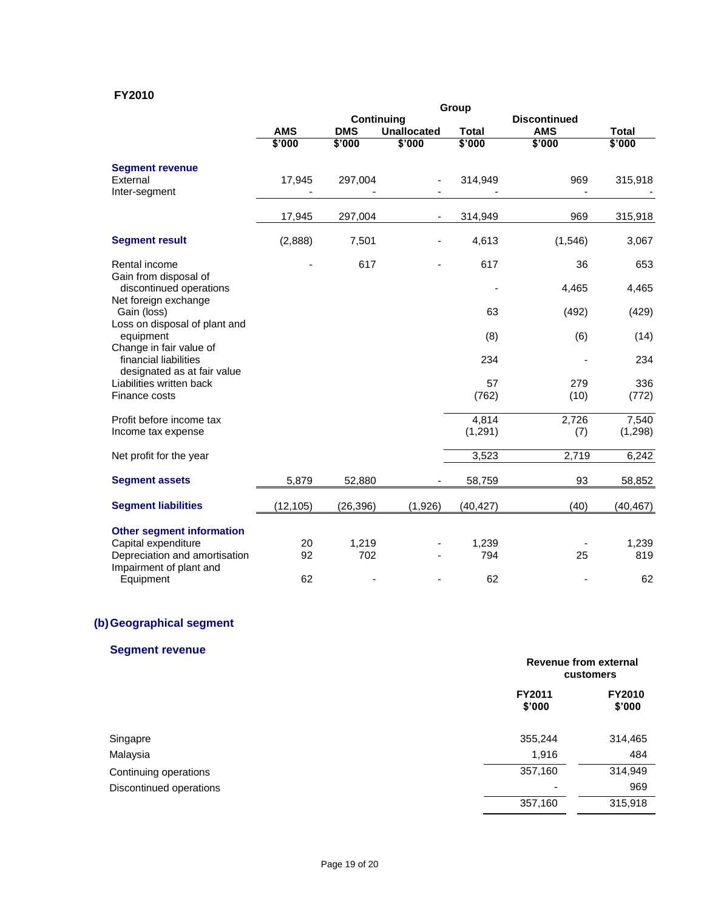## FY2010

| | Group | | | | | |
|---|---|---|---|---|---|---|
| | Continuing | | | | Discontinued | |
| | AMS | DMS | Unallocated | Total | AMS | Total |
| | $'000 | $'000 | $'000 | $'000 | $'000 | $'000 |
| **Segment revenue** | | | | | | |
| External | 17,945 | 297,004 | - | 314,949 | 969 | 315,918 |
| Inter-segment | - | - | - | - | - | - |
| | 17,945 | 297,004 | - | 314,949 | 969 | 315,918 |
| **Segment result** | (2,888) | 7,501 | - | 4,613 | (1,546) | 3,067 |
| Rental income | - | 617 | - | 617 | 36 | 653 |
| Gain from disposal of discontinued operations | | | | - | 4,465 | 4,465 |
| Net foreign exchange Gain (loss) | | | | 63 | (492) | (429) |
| Loss on disposal of plant and equipment | | | | (8) | (6) | (14) |
| Change in fair value of financial liabilities designated as at fair value | | | | 234 | - | 234 |
| Liabilities written back | | | | 57 | 279 | 336 |
| Finance costs | | | | (762) | (10) | (772) |
| Profit before income tax | | | | 4,814 | 2,726 | 7,540 |
| Income tax expense | | | | (1,291) | (7) | (1,298) |
| Net profit for the year | | | | 3,523 | 2,719 | 6,242 |
| **Segment assets** | 5,879 | 52,880 | - | 58,759 | 93 | 58,852 |
| **Segment liabilities** | (12,105) | (26,396) | (1,926) | (40,427) | (40) | (40,467) |
| **Other segment information** | | | | | | |
| Capital expenditure | 20 | 1,219 | - | 1,239 | - | 1,239 |
| Depreciation and amortisation | 92 | 702 | - | 794 | 25 | 819 |
| Impairment of plant and Equipment | 62 | - | - | 62 | - | 62 |

## (b) Geographical segment

### Segment revenue

| | Revenue from external customers | |
|---|---|---|
| | FY2011 $'000 | FY2010 $'000 |
| Singapre | 355,244 | 314,465 |
| Malaysia | 1,916 | 484 |
| Continuing operations | 357,160 | 314,949 |
| Discontinued operations | - | 969 |
| | 357,160 | 315,918 |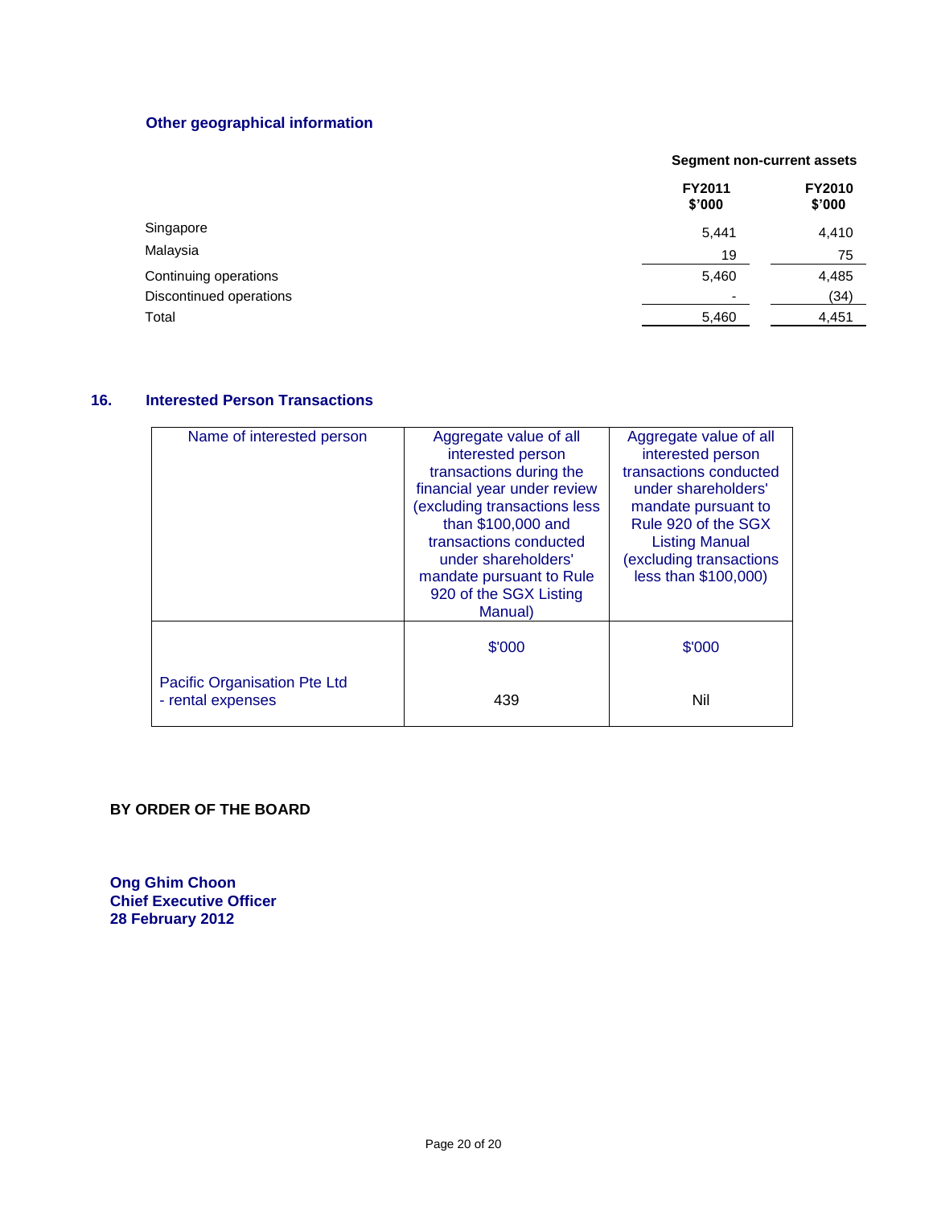### Other geographical information

| | Segment non-current assets | |
|---|---|---|
| | **FY2011 $'000** | **FY2010 $'000** |
| Singapore | 5,441 | 4,410 |
| Malaysia | 19 | 75 |
| Continuing operations | 5,460 | 4,485 |
| Discontinued operations | - | (34) |
| Total | 5,460 | 4,451 |

## 16. Interested Person Transactions

| Name of interested person | Aggregate value of all interested person transactions during the financial year under review (excluding transactions less than $100,000 and transactions conducted under shareholders' mandate pursuant to Rule 920 of the SGX Listing Manual) | Aggregate value of all interested person transactions conducted under shareholders' mandate pursuant to Rule 920 of the SGX Listing Manual (excluding transactions less than $100,000) |
|---|---|---|
| | $'000 | $'000 |
| Pacific Organisation Pte Ltd - rental expenses | 439 | Nil |

**BY ORDER OF THE BOARD**

**Ong Ghim Choon**
**Chief Executive Officer**
**28 February 2012**